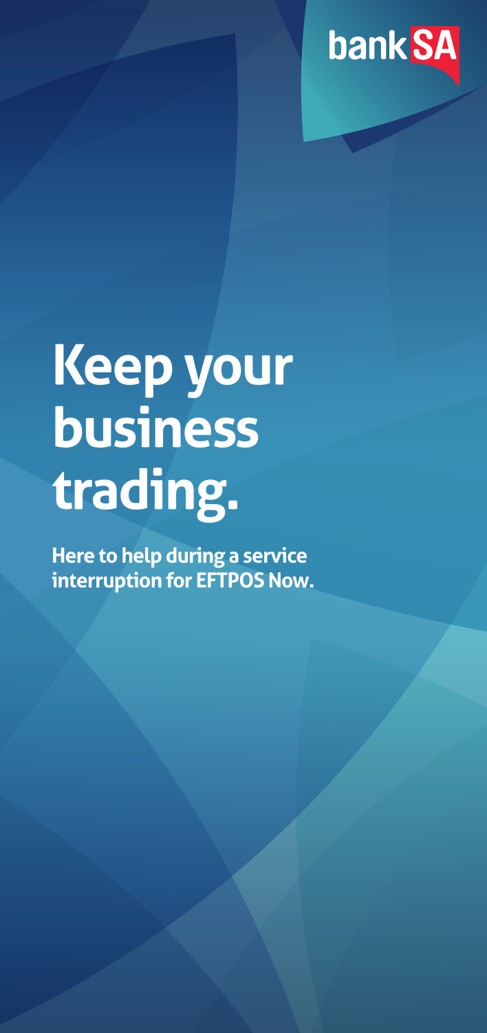bank SA

# Keep your business trading.

**Here to help during a service interruption for EFTPOS Now.**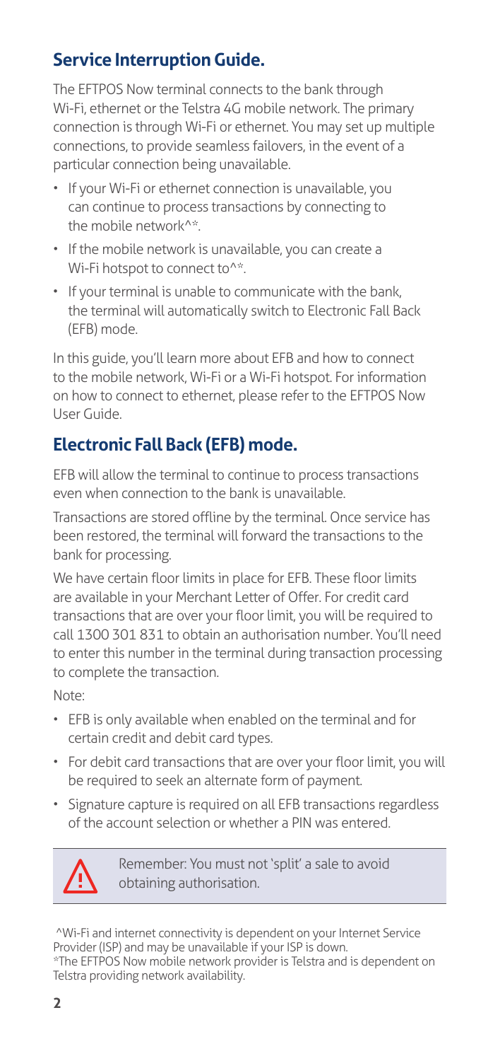## Service Interruption Guide.

The EFTPOS Now terminal connects to the bank through Wi-Fi, ethernet or the Telstra 4G mobile network. The primary connection is through Wi-Fi or ethernet. You may set up multiple connections, to provide seamless failovers, in the event of a particular connection being unavailable.

- If your Wi-Fi or ethernet connection is unavailable, you can continue to process transactions by connecting to the mobile network^*.
- If the mobile network is unavailable, you can create a Wi-Fi hotspot to connect to^*.
- If your terminal is unable to communicate with the bank, the terminal will automatically switch to Electronic Fall Back (EFB) mode.

In this guide, you'll learn more about EFB and how to connect to the mobile network, Wi-Fi or a Wi-Fi hotspot. For information on how to connect to ethernet, please refer to the EFTPOS Now User Guide.

## Electronic Fall Back (EFB) mode.

EFB will allow the terminal to continue to process transactions even when connection to the bank is unavailable.

Transactions are stored offline by the terminal. Once service has been restored, the terminal will forward the transactions to the bank for processing.

We have certain floor limits in place for EFB. These floor limits are available in your Merchant Letter of Offer. For credit card transactions that are over your floor limit, you will be required to call 1300 301 831 to obtain an authorisation number. You'll need to enter this number in the terminal during transaction processing to complete the transaction.

Note:

- EFB is only available when enabled on the terminal and for certain credit and debit card types.
- For debit card transactions that are over your floor limit, you will be required to seek an alternate form of payment.
- Signature capture is required on all EFB transactions regardless of the account selection or whether a PIN was entered.

> Remember: You must not 'split' a sale to avoid obtaining authorisation.

^Wi-Fi and internet connectivity is dependent on your Internet Service Provider (ISP) and may be unavailable if your ISP is down.
*The EFTPOS Now mobile network provider is Telstra and is dependent on Telstra providing network availability.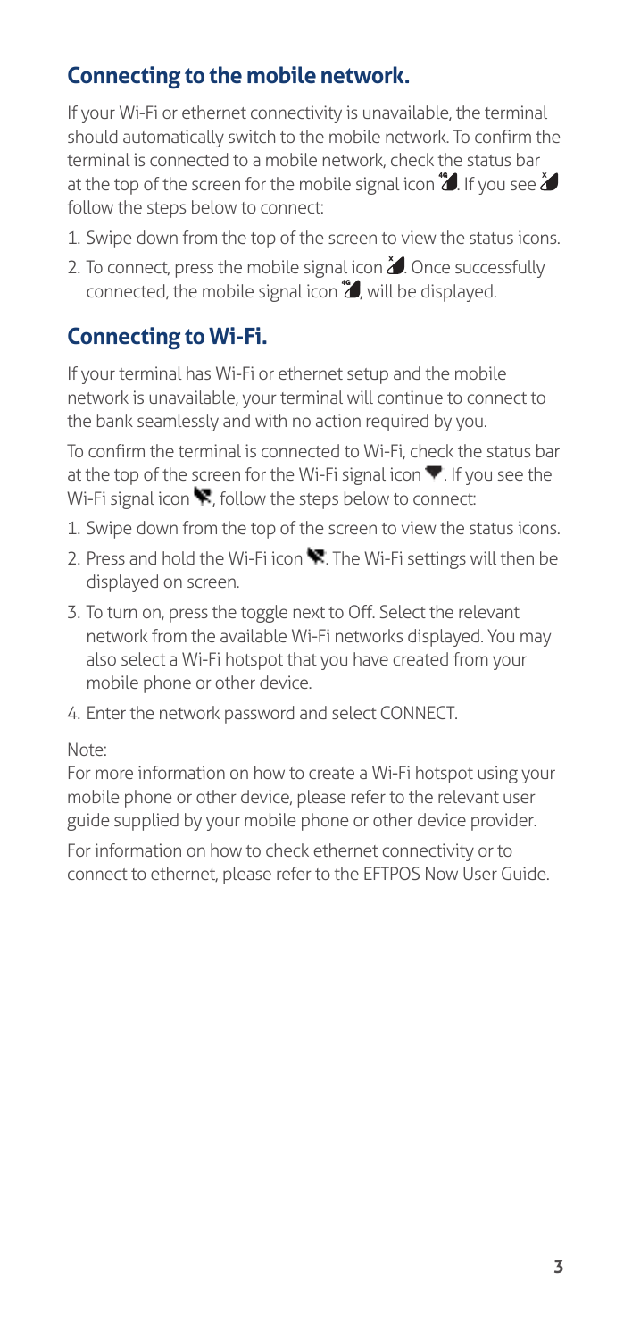## Connecting to the mobile network.

If your Wi-Fi or ethernet connectivity is unavailable, the terminal should automatically switch to the mobile network. To confirm the terminal is connected to a mobile network, check the status bar at the top of the screen for the mobile signal icon . If you see  follow the steps below to connect:

1. Swipe down from the top of the screen to view the status icons.
2. To connect, press the mobile signal icon . Once successfully connected, the mobile signal icon , will be displayed.

## Connecting to Wi-Fi.

If your terminal has Wi-Fi or ethernet setup and the mobile network is unavailable, your terminal will continue to connect to the bank seamlessly and with no action required by you.

To confirm the terminal is connected to Wi-Fi, check the status bar at the top of the screen for the Wi-Fi signal icon . If you see the Wi-Fi signal icon , follow the steps below to connect:

1. Swipe down from the top of the screen to view the status icons.
2. Press and hold the Wi-Fi icon . The Wi-Fi settings will then be displayed on screen.
3. To turn on, press the toggle next to Off. Select the relevant network from the available Wi-Fi networks displayed. You may also select a Wi-Fi hotspot that you have created from your mobile phone or other device.
4. Enter the network password and select CONNECT.

Note:
For more information on how to create a Wi-Fi hotspot using your mobile phone or other device, please refer to the relevant user guide supplied by your mobile phone or other device provider.

For information on how to check ethernet connectivity or to connect to ethernet, please refer to the EFTPOS Now User Guide.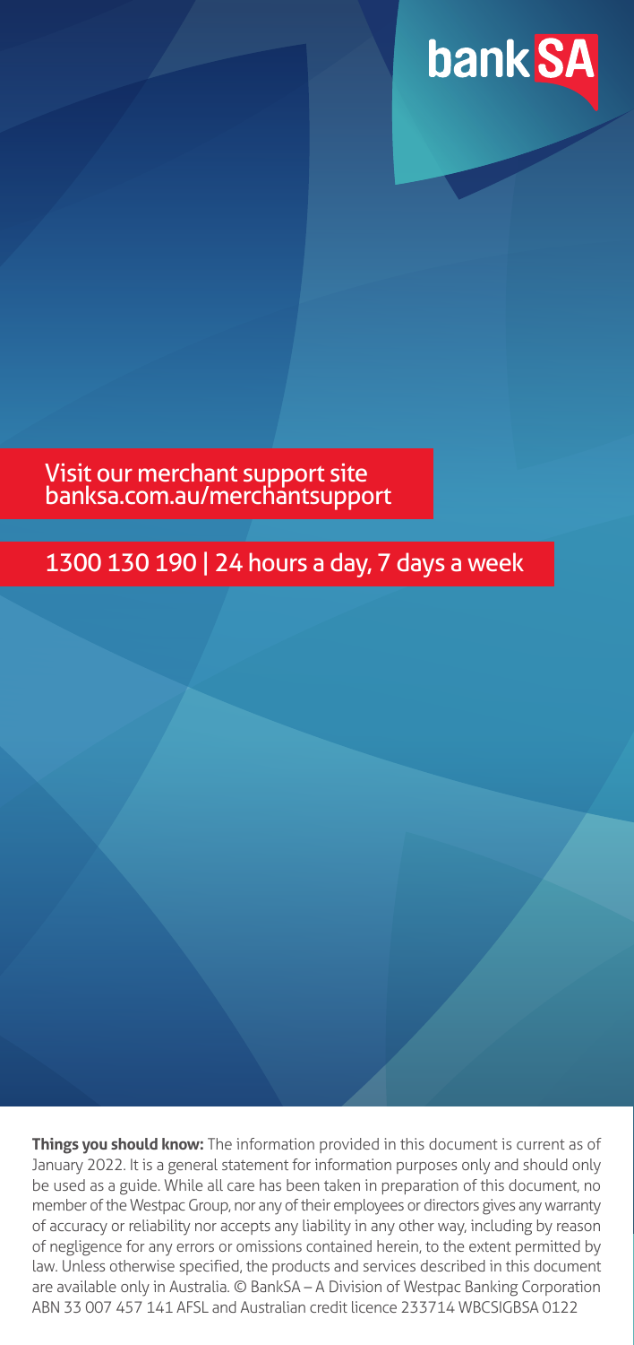bankSA

Visit our merchant support site
banksa.com.au/merchantsupport

1300 130 190 | 24 hours a day, 7 days a week

**Things you should know:** The information provided in this document is current as of January 2022. It is a general statement for information purposes only and should only be used as a guide. While all care has been taken in preparation of this document, no member of the Westpac Group, nor any of their employees or directors gives any warranty of accuracy or reliability nor accepts any liability in any other way, including by reason of negligence for any errors or omissions contained herein, to the extent permitted by law. Unless otherwise specified, the products and services described in this document are available only in Australia. © BankSA – A Division of Westpac Banking Corporation ABN 33 007 457 141 AFSL and Australian credit licence 233714 WBCSIGBSA 0122